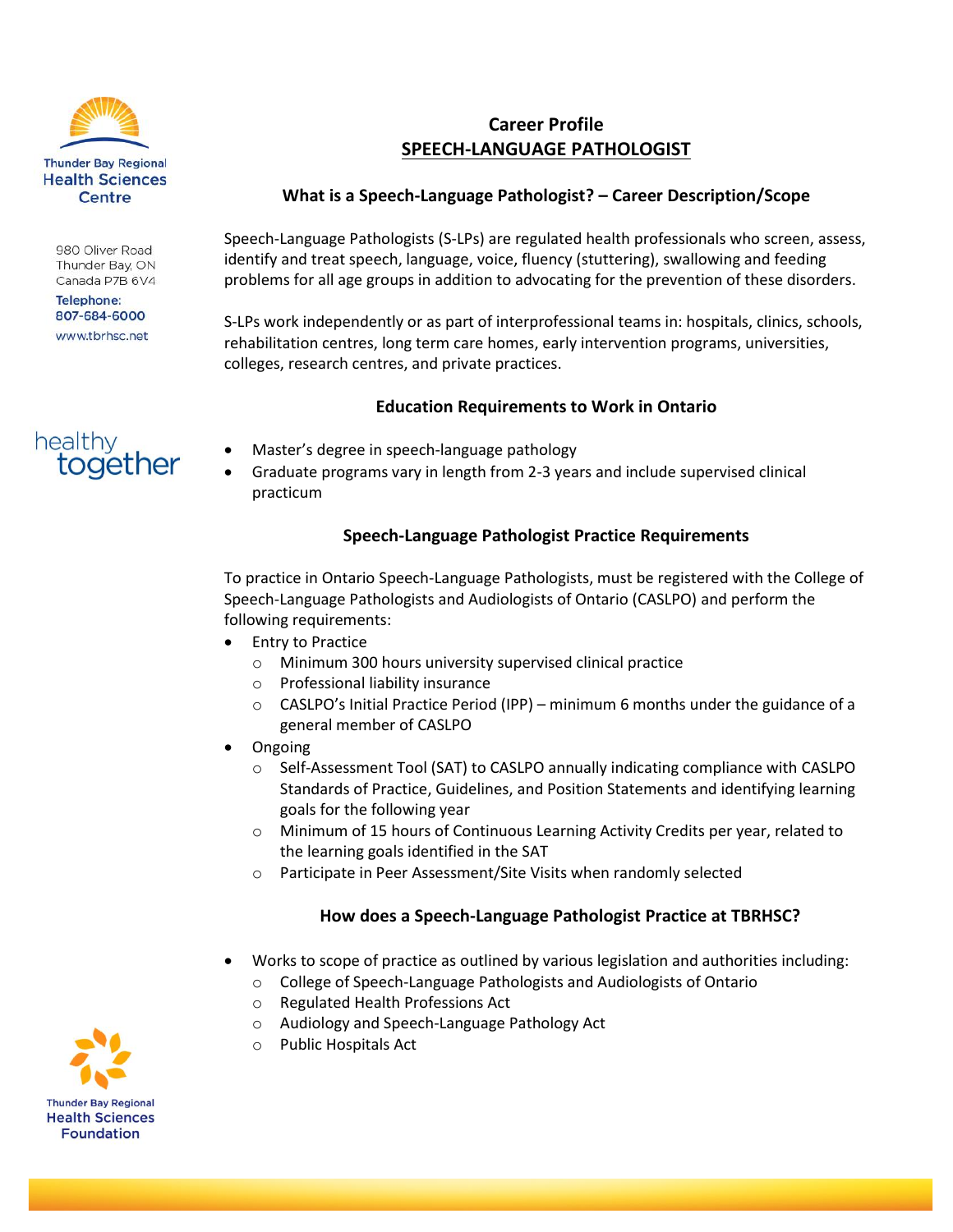Thunder Bay Regional Health Sciences Centre

980 Oliver Road
Thunder Bay, ON
Canada P7B 6V4

Telephone:
807-684-6000

www.tbrhsc.net

healthy together

# Career Profile
## SPEECH-LANGUAGE PATHOLOGIST

### What is a Speech-Language Pathologist? – Career Description/Scope

Speech-Language Pathologists (S-LPs) are regulated health professionals who screen, assess, identify and treat speech, language, voice, fluency (stuttering), swallowing and feeding problems for all age groups in addition to advocating for the prevention of these disorders.

S-LPs work independently or as part of interprofessional teams in: hospitals, clinics, schools, rehabilitation centres, long term care homes, early intervention programs, universities, colleges, research centres, and private practices.

### Education Requirements to Work in Ontario

- Master's degree in speech-language pathology
- Graduate programs vary in length from 2-3 years and include supervised clinical practicum

### Speech-Language Pathologist Practice Requirements

To practice in Ontario Speech-Language Pathologists, must be registered with the College of Speech-Language Pathologists and Audiologists of Ontario (CASLPO) and perform the following requirements:

- Entry to Practice
  - Minimum 300 hours university supervised clinical practice
  - Professional liability insurance
  - CASLPO's Initial Practice Period (IPP) – minimum 6 months under the guidance of a general member of CASLPO
- Ongoing
  - Self-Assessment Tool (SAT) to CASLPO annually indicating compliance with CASLPO Standards of Practice, Guidelines, and Position Statements and identifying learning goals for the following year
  - Minimum of 15 hours of Continuous Learning Activity Credits per year, related to the learning goals identified in the SAT
  - Participate in Peer Assessment/Site Visits when randomly selected

### How does a Speech-Language Pathologist Practice at TBRHSC?

- Works to scope of practice as outlined by various legislation and authorities including:
  - College of Speech-Language Pathologists and Audiologists of Ontario
  - Regulated Health Professions Act
  - Audiology and Speech-Language Pathology Act
  - Public Hospitals Act

Thunder Bay Regional Health Sciences Foundation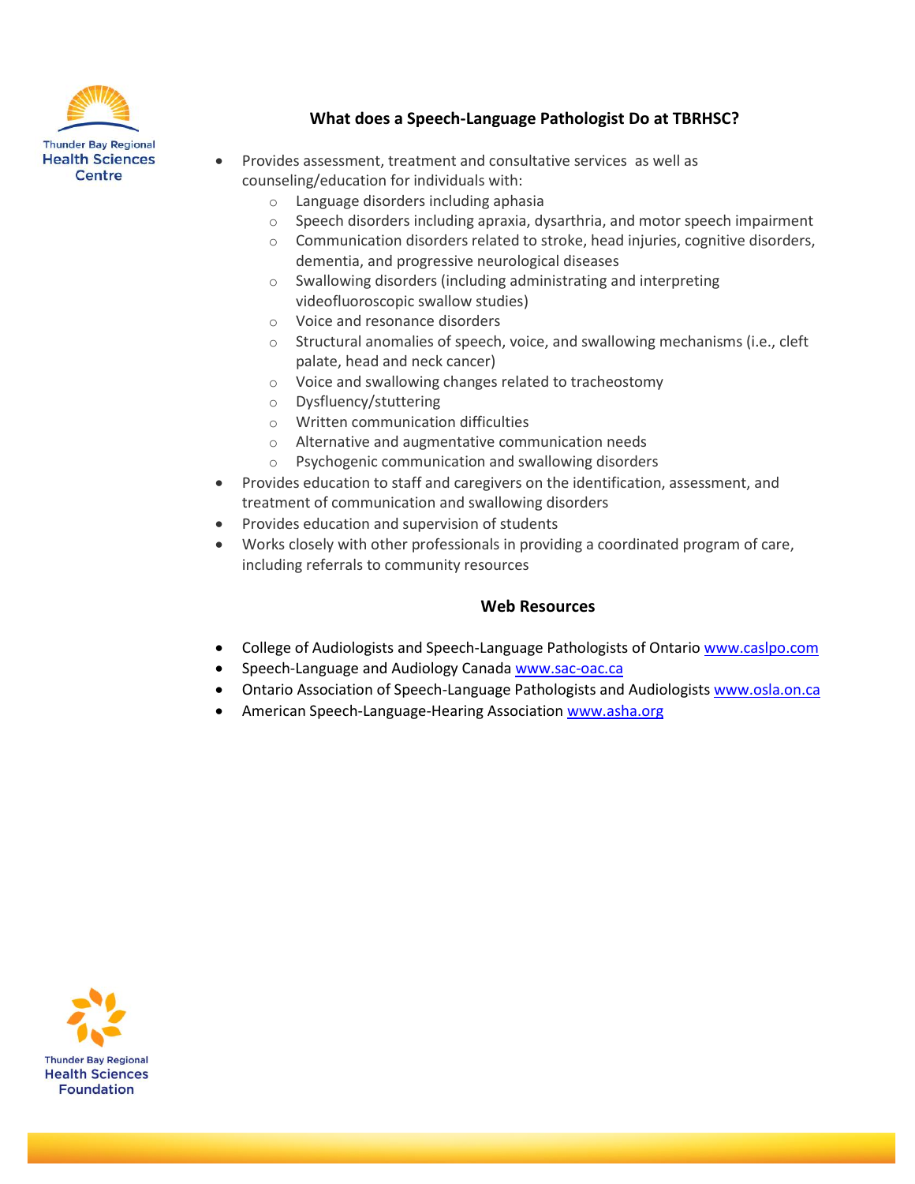## What does a Speech-Language Pathologist Do at TBRHSC?

- Provides assessment, treatment and consultative services as well as counseling/education for individuals with:
    - Language disorders including aphasia
    - Speech disorders including apraxia, dysarthria, and motor speech impairment
    - Communication disorders related to stroke, head injuries, cognitive disorders, dementia, and progressive neurological diseases
    - Swallowing disorders (including administrating and interpreting videofluoroscopic swallow studies)
    - Voice and resonance disorders
    - Structural anomalies of speech, voice, and swallowing mechanisms (i.e., cleft palate, head and neck cancer)
    - Voice and swallowing changes related to tracheostomy
    - Dysfluency/stuttering
    - Written communication difficulties
    - Alternative and augmentative communication needs
    - Psychogenic communication and swallowing disorders
- Provides education to staff and caregivers on the identification, assessment, and treatment of communication and swallowing disorders
- Provides education and supervision of students
- Works closely with other professionals in providing a coordinated program of care, including referrals to community resources

## Web Resources

- College of Audiologists and Speech-Language Pathologists of Ontario www.caslpo.com
- Speech-Language and Audiology Canada www.sac-oac.ca
- Ontario Association of Speech-Language Pathologists and Audiologists www.osla.on.ca
- American Speech-Language-Hearing Association www.asha.org